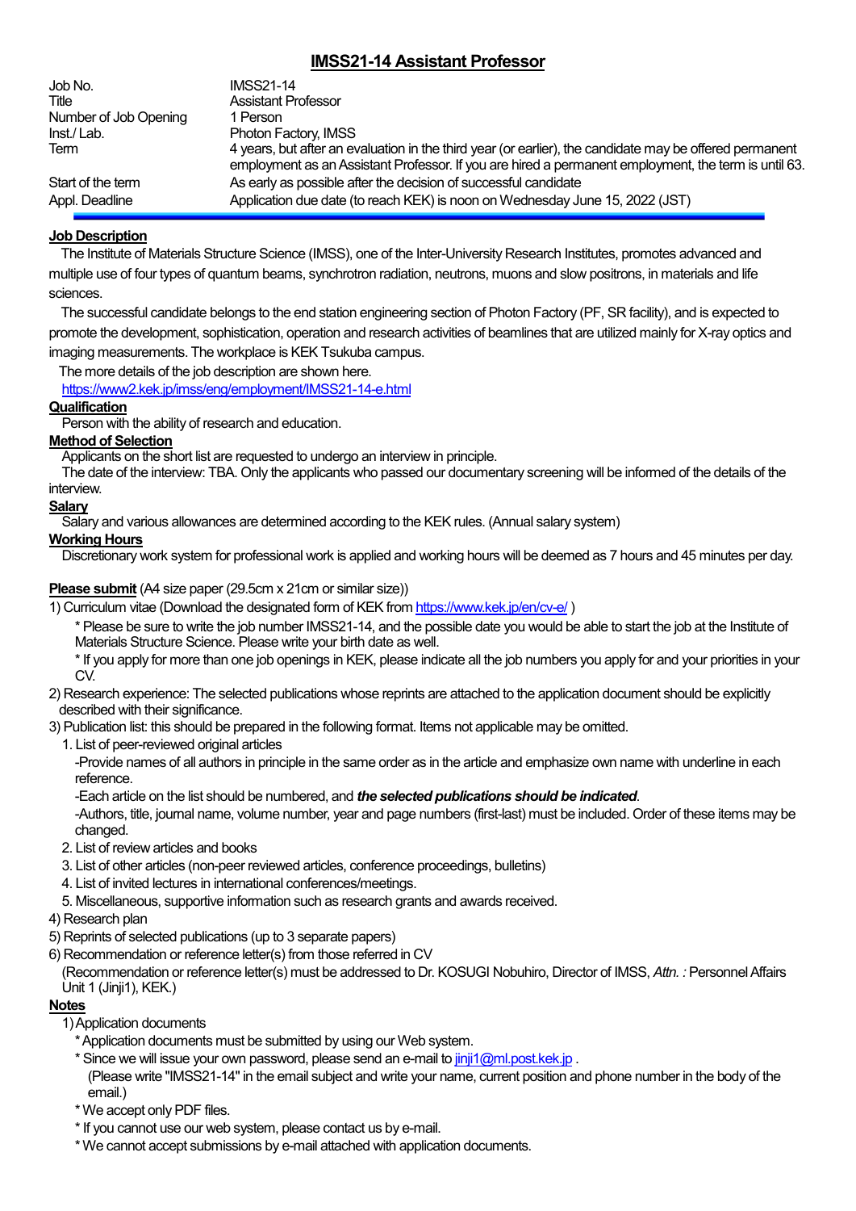# IMSS21-14 Assistant Professor

| | |
|---|---|
| Job No. | IMSS21-14 |
| Title | Assistant Professor |
| Number of Job Opening | 1 Person |
| Inst./ Lab. | Photon Factory, IMSS |
| Term | 4 years, but after an evaluation in the third year (or earlier), the candidate may be offered permanent employment as an Assistant Professor. If you are hired a permanent employment, the term is until 63. |
| Start of the term | As early as possible after the decision of successful candidate |
| Appl. Deadline | Application due date (to reach KEK) is noon on Wednesday June 15, 2022 (JST) |

**Job Description**

The Institute of Materials Structure Science (IMSS), one of the Inter-University Research Institutes, promotes advanced and multiple use of four types of quantum beams, synchrotron radiation, neutrons, muons and slow positrons, in materials and life sciences.

The successful candidate belongs to the end station engineering section of Photon Factory (PF, SR facility), and is expected to promote the development, sophistication, operation and research activities of beamlines that are utilized mainly for X-ray optics and imaging measurements. The workplace is KEK Tsukuba campus.

The more details of the job description are shown here.
https://www2.kek.jp/imss/eng/employment/IMSS21-14-e.html

**Qualification**

Person with the ability of research and education.

**Method of Selection**

Applicants on the short list are requested to undergo an interview in principle.
The date of the interview: TBA. Only the applicants who passed our documentary screening will be informed of the details of the interview.

**Salary**

Salary and various allowances are determined according to the KEK rules. (Annual salary system)

**Working Hours**

Discretionary work system for professional work is applied and working hours will be deemed as 7 hours and 45 minutes per day.

**Please submit** (A4 size paper (29.5cm x 21cm or similar size))

1) Curriculum vitae (Download the designated form of KEK from https://www.kek.jp/en/cv-e/ )
   * Please be sure to write the job number IMSS21-14, and the possible date you would be able to start the job at the Institute of Materials Structure Science. Please write your birth date as well.
   * If you apply for more than one job openings in KEK, please indicate all the job numbers you apply for and your priorities in your CV.
2) Research experience: The selected publications whose reprints are attached to the application document should be explicitly described with their significance.
3) Publication list: this should be prepared in the following format. Items not applicable may be omitted.
   1. List of peer-reviewed original articles
      -Provide names of all authors in principle in the same order as in the article and emphasize own name with underline in each reference.
      -Each article on the list should be numbered, and ***the selected publications should be indicated***.
      -Authors, title, journal name, volume number, year and page numbers (first-last) must be included. Order of these items may be changed.
   2. List of review articles and books
   3. List of other articles (non-peer reviewed articles, conference proceedings, bulletins)
   4. List of invited lectures in international conferences/meetings.
   5. Miscellaneous, supportive information such as research grants and awards received.
4) Research plan
5) Reprints of selected publications (up to 3 separate papers)
6) Recommendation or reference letter(s) from those referred in CV
   (Recommendation or reference letter(s) must be addressed to Dr. KOSUGI Nobuhiro, Director of IMSS, *Attn. :* Personnel Affairs Unit 1 (Jinji1), KEK.)

**Notes**

1) Application documents
   * Application documents must be submitted by using our Web system.
   * Since we will issue your own password, please send an e-mail to jinji1@ml.post.kek.jp .
     (Please write "IMSS21-14" in the email subject and write your name, current position and phone number in the body of the email.)
   * We accept only PDF files.
   * If you cannot use our web system, please contact us by e-mail.
   * We cannot accept submissions by e-mail attached with application documents.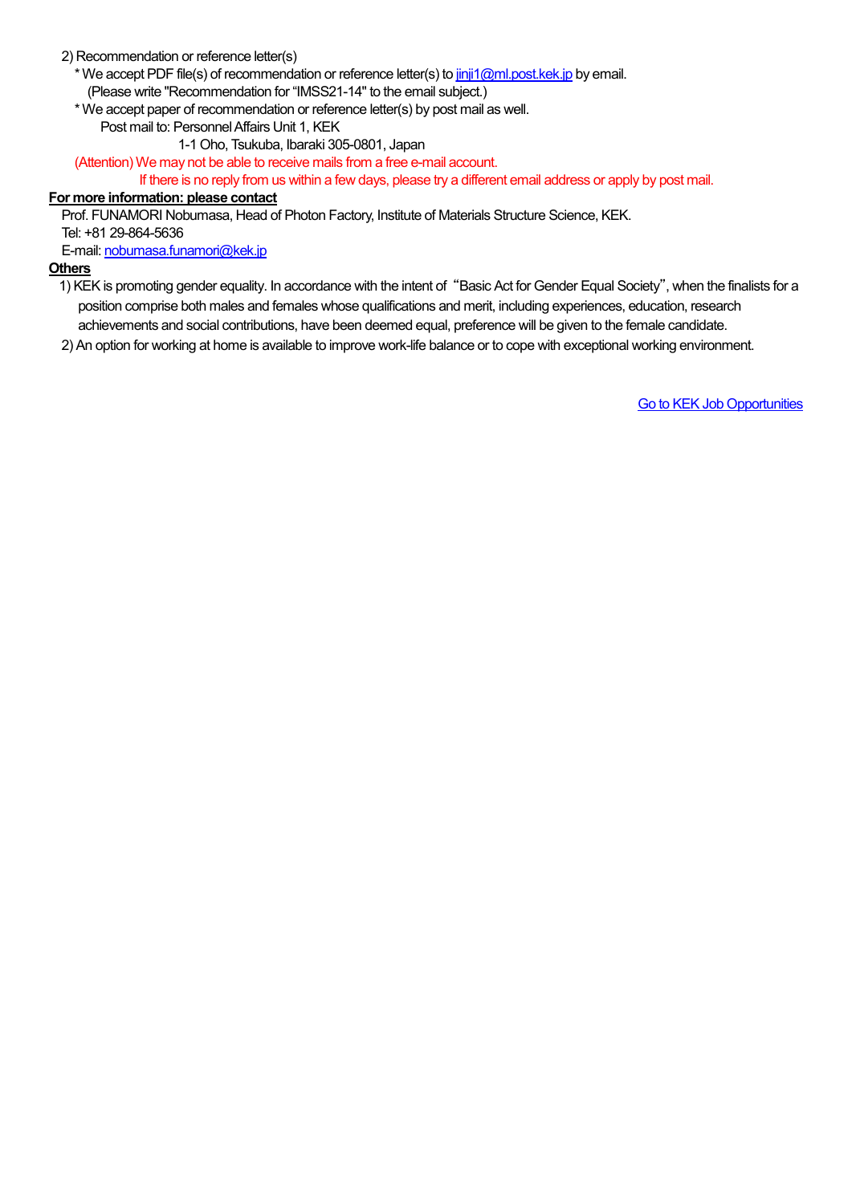2) Recommendation or reference letter(s)

* We accept PDF file(s) of recommendation or reference letter(s) to jinji1@ml.post.kek.jp by email.
  (Please write "Recommendation for "IMSS21-14" to the email subject.)
* We accept paper of recommendation or reference letter(s) by post mail as well.
  Post mail to: Personnel Affairs Unit 1, KEK
  1-1 Oho, Tsukuba, Ibaraki 305-0801, Japan

(Attention) We may not be able to receive mails from a free e-mail account.
If there is no reply from us within a few days, please try a different email address or apply by post mail.

**For more information: please contact**

Prof. FUNAMORI Nobumasa, Head of Photon Factory, Institute of Materials Structure Science, KEK.
Tel: +81 29-864-5636
E-mail: nobumasa.funamori@kek.jp

**Others**

1) KEK is promoting gender equality. In accordance with the intent of "Basic Act for Gender Equal Society", when the finalists for a position comprise both males and females whose qualifications and merit, including experiences, education, research achievements and social contributions, have been deemed equal, preference will be given to the female candidate.

2) An option for working at home is available to improve work-life balance or to cope with exceptional working environment.

Go to KEK Job Opportunities